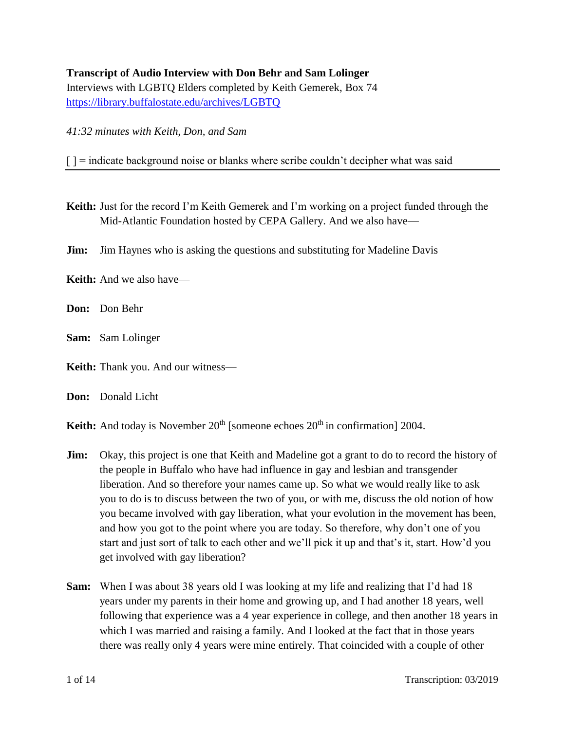**Transcript of Audio Interview with Don Behr and Sam Lolinger**
Interviews with LGBTQ Elders completed by Keith Gemerek, Box 74
https://library.buffalostate.edu/archives/LGBTQ

*41:32 minutes with Keith, Don, and Sam*

[ ] = indicate background noise or blanks where scribe couldn't decipher what was said

---

**Keith:** Just for the record I'm Keith Gemerek and I'm working on a project funded through the Mid-Atlantic Foundation hosted by CEPA Gallery. And we also have—

**Jim:** Jim Haynes who is asking the questions and substituting for Madeline Davis

**Keith:** And we also have—

**Don:** Don Behr

**Sam:** Sam Lolinger

**Keith:** Thank you. And our witness—

**Don:** Donald Licht

**Keith:** And today is November 20th [someone echoes 20th in confirmation] 2004.

**Jim:** Okay, this project is one that Keith and Madeline got a grant to do to record the history of the people in Buffalo who have had influence in gay and lesbian and transgender liberation. And so therefore your names came up. So what we would really like to ask you to do is to discuss between the two of you, or with me, discuss the old notion of how you became involved with gay liberation, what your evolution in the movement has been, and how you got to the point where you are today. So therefore, why don't one of you start and just sort of talk to each other and we'll pick it up and that's it, start. How'd you get involved with gay liberation?

**Sam:** When I was about 38 years old I was looking at my life and realizing that I'd had 18 years under my parents in their home and growing up, and I had another 18 years, well following that experience was a 4 year experience in college, and then another 18 years in which I was married and raising a family. And I looked at the fact that in those years there was really only 4 years were mine entirely. That coincided with a couple of other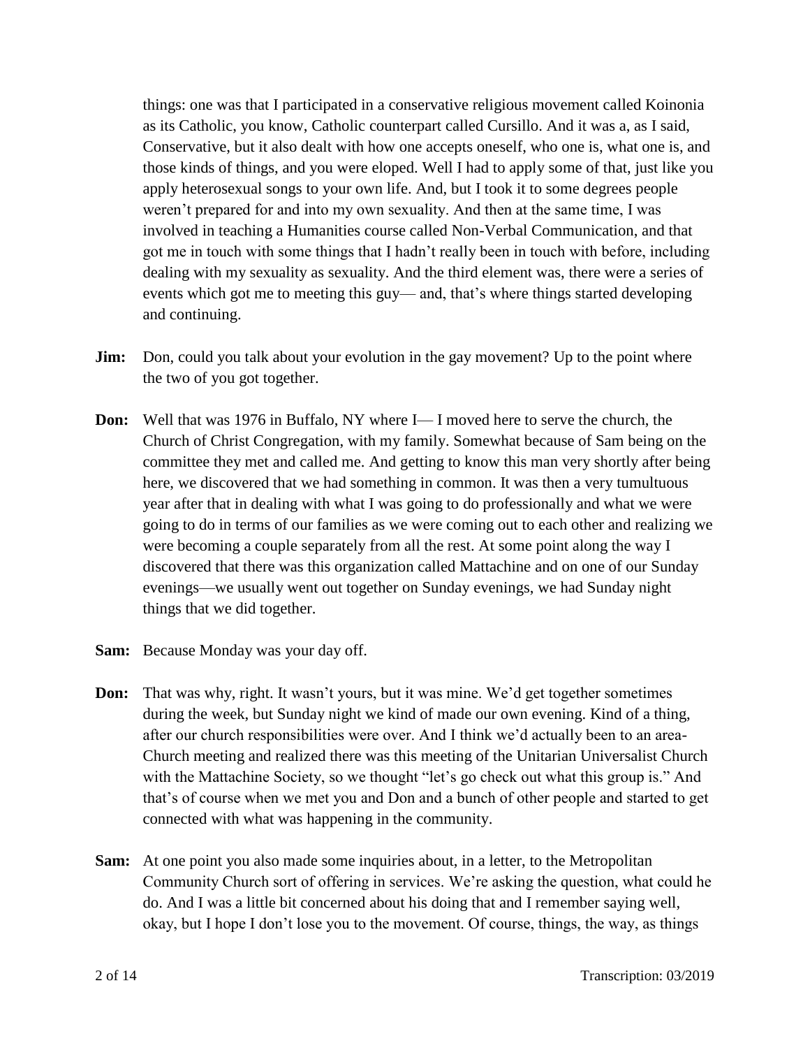things: one was that I participated in a conservative religious movement called Koinonia as its Catholic, you know, Catholic counterpart called Cursillo. And it was a, as I said, Conservative, but it also dealt with how one accepts oneself, who one is, what one is, and those kinds of things, and you were eloped. Well I had to apply some of that, just like you apply heterosexual songs to your own life. And, but I took it to some degrees people weren't prepared for and into my own sexuality. And then at the same time, I was involved in teaching a Humanities course called Non-Verbal Communication, and that got me in touch with some things that I hadn't really been in touch with before, including dealing with my sexuality as sexuality. And the third element was, there were a series of events which got me to meeting this guy— and, that's where things started developing and continuing.

**Jim:** Don, could you talk about your evolution in the gay movement? Up to the point where the two of you got together.

**Don:** Well that was 1976 in Buffalo, NY where I— I moved here to serve the church, the Church of Christ Congregation, with my family. Somewhat because of Sam being on the committee they met and called me. And getting to know this man very shortly after being here, we discovered that we had something in common. It was then a very tumultuous year after that in dealing with what I was going to do professionally and what we were going to do in terms of our families as we were coming out to each other and realizing we were becoming a couple separately from all the rest. At some point along the way I discovered that there was this organization called Mattachine and on one of our Sunday evenings—we usually went out together on Sunday evenings, we had Sunday night things that we did together.

**Sam:** Because Monday was your day off.

**Don:** That was why, right. It wasn't yours, but it was mine. We'd get together sometimes during the week, but Sunday night we kind of made our own evening. Kind of a thing, after our church responsibilities were over. And I think we'd actually been to an area-Church meeting and realized there was this meeting of the Unitarian Universalist Church with the Mattachine Society, so we thought "let's go check out what this group is." And that's of course when we met you and Don and a bunch of other people and started to get connected with what was happening in the community.

**Sam:** At one point you also made some inquiries about, in a letter, to the Metropolitan Community Church sort of offering in services. We're asking the question, what could he do. And I was a little bit concerned about his doing that and I remember saying well, okay, but I hope I don't lose you to the movement. Of course, things, the way, as things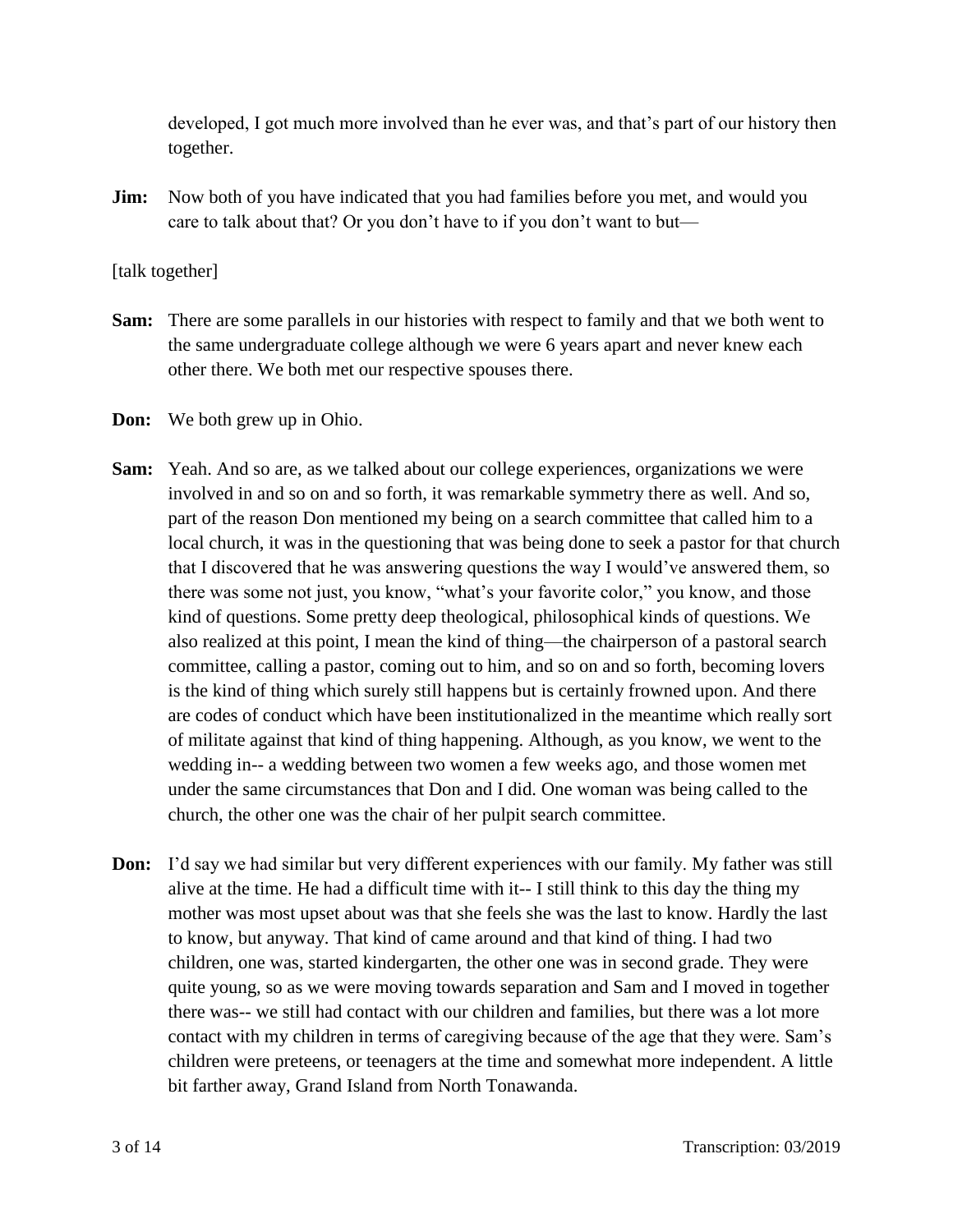developed, I got much more involved than he ever was, and that's part of our history then together.

**Jim:** Now both of you have indicated that you had families before you met, and would you care to talk about that? Or you don't have to if you don't want to but—

[talk together]

**Sam:** There are some parallels in our histories with respect to family and that we both went to the same undergraduate college although we were 6 years apart and never knew each other there. We both met our respective spouses there.

**Don:** We both grew up in Ohio.

**Sam:** Yeah. And so are, as we talked about our college experiences, organizations we were involved in and so on and so forth, it was remarkable symmetry there as well. And so, part of the reason Don mentioned my being on a search committee that called him to a local church, it was in the questioning that was being done to seek a pastor for that church that I discovered that he was answering questions the way I would've answered them, so there was some not just, you know, "what's your favorite color," you know, and those kind of questions. Some pretty deep theological, philosophical kinds of questions. We also realized at this point, I mean the kind of thing—the chairperson of a pastoral search committee, calling a pastor, coming out to him, and so on and so forth, becoming lovers is the kind of thing which surely still happens but is certainly frowned upon. And there are codes of conduct which have been institutionalized in the meantime which really sort of militate against that kind of thing happening. Although, as you know, we went to the wedding in-- a wedding between two women a few weeks ago, and those women met under the same circumstances that Don and I did. One woman was being called to the church, the other one was the chair of her pulpit search committee.

**Don:** I'd say we had similar but very different experiences with our family. My father was still alive at the time. He had a difficult time with it-- I still think to this day the thing my mother was most upset about was that she feels she was the last to know. Hardly the last to know, but anyway. That kind of came around and that kind of thing. I had two children, one was, started kindergarten, the other one was in second grade. They were quite young, so as we were moving towards separation and Sam and I moved in together there was-- we still had contact with our children and families, but there was a lot more contact with my children in terms of caregiving because of the age that they were. Sam's children were preteens, or teenagers at the time and somewhat more independent. A little bit farther away, Grand Island from North Tonawanda.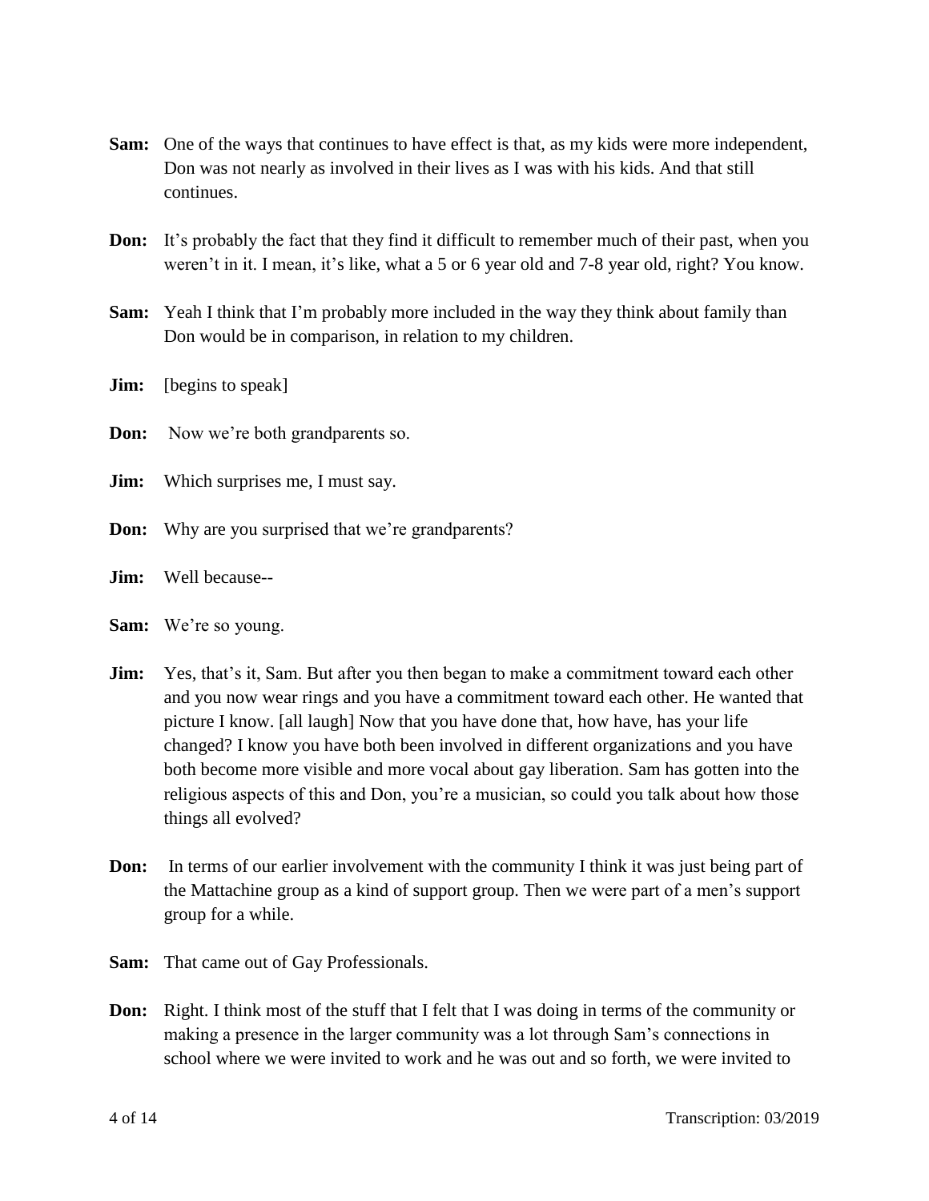**Sam:** One of the ways that continues to have effect is that, as my kids were more independent, Don was not nearly as involved in their lives as I was with his kids. And that still continues.

**Don:** It's probably the fact that they find it difficult to remember much of their past, when you weren't in it. I mean, it's like, what a 5 or 6 year old and 7-8 year old, right? You know.

**Sam:** Yeah I think that I'm probably more included in the way they think about family than Don would be in comparison, in relation to my children.

**Jim:** [begins to speak]

**Don:** Now we're both grandparents so.

**Jim:** Which surprises me, I must say.

**Don:** Why are you surprised that we're grandparents?

**Jim:** Well because--

**Sam:** We're so young.

**Jim:** Yes, that's it, Sam. But after you then began to make a commitment toward each other and you now wear rings and you have a commitment toward each other. He wanted that picture I know. [all laugh] Now that you have done that, how have, has your life changed? I know you have both been involved in different organizations and you have both become more visible and more vocal about gay liberation. Sam has gotten into the religious aspects of this and Don, you're a musician, so could you talk about how those things all evolved?

**Don:** In terms of our earlier involvement with the community I think it was just being part of the Mattachine group as a kind of support group. Then we were part of a men's support group for a while.

**Sam:** That came out of Gay Professionals.

**Don:** Right. I think most of the stuff that I felt that I was doing in terms of the community or making a presence in the larger community was a lot through Sam's connections in school where we were invited to work and he was out and so forth, we were invited to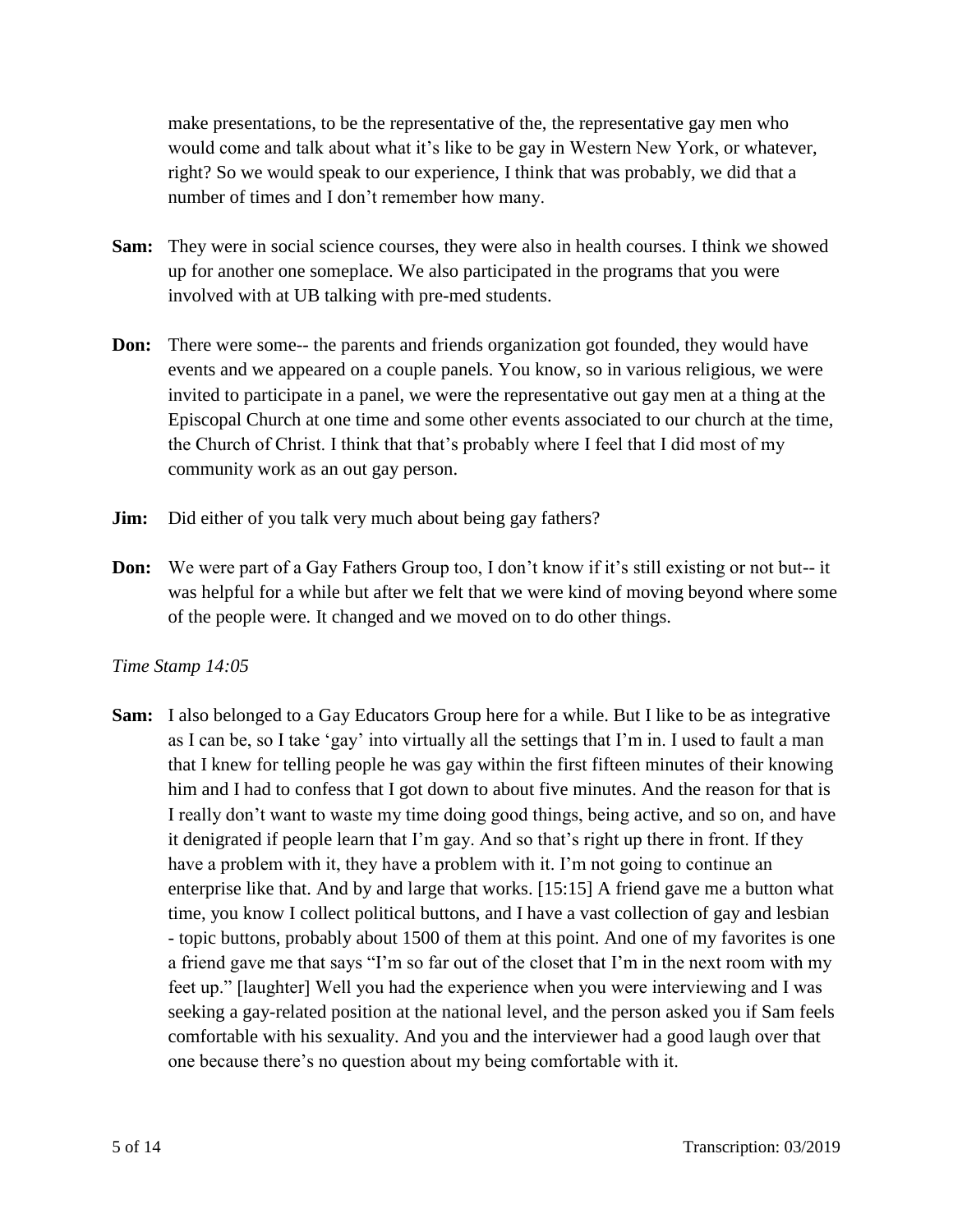make presentations, to be the representative of the, the representative gay men who would come and talk about what it's like to be gay in Western New York, or whatever, right? So we would speak to our experience, I think that was probably, we did that a number of times and I don't remember how many.

**Sam:** They were in social science courses, they were also in health courses. I think we showed up for another one someplace. We also participated in the programs that you were involved with at UB talking with pre-med students.

**Don:** There were some-- the parents and friends organization got founded, they would have events and we appeared on a couple panels. You know, so in various religious, we were invited to participate in a panel, we were the representative out gay men at a thing at the Episcopal Church at one time and some other events associated to our church at the time, the Church of Christ. I think that that's probably where I feel that I did most of my community work as an out gay person.

**Jim:** Did either of you talk very much about being gay fathers?

**Don:** We were part of a Gay Fathers Group too, I don't know if it's still existing or not but-- it was helpful for a while but after we felt that we were kind of moving beyond where some of the people were. It changed and we moved on to do other things.

*Time Stamp 14:05*

**Sam:** I also belonged to a Gay Educators Group here for a while. But I like to be as integrative as I can be, so I take 'gay' into virtually all the settings that I'm in. I used to fault a man that I knew for telling people he was gay within the first fifteen minutes of their knowing him and I had to confess that I got down to about five minutes. And the reason for that is I really don't want to waste my time doing good things, being active, and so on, and have it denigrated if people learn that I'm gay. And so that's right up there in front. If they have a problem with it, they have a problem with it. I'm not going to continue an enterprise like that. And by and large that works. [15:15] A friend gave me a button what time, you know I collect political buttons, and I have a vast collection of gay and lesbian - topic buttons, probably about 1500 of them at this point. And one of my favorites is one a friend gave me that says "I'm so far out of the closet that I'm in the next room with my feet up." [laughter] Well you had the experience when you were interviewing and I was seeking a gay-related position at the national level, and the person asked you if Sam feels comfortable with his sexuality. And you and the interviewer had a good laugh over that one because there's no question about my being comfortable with it.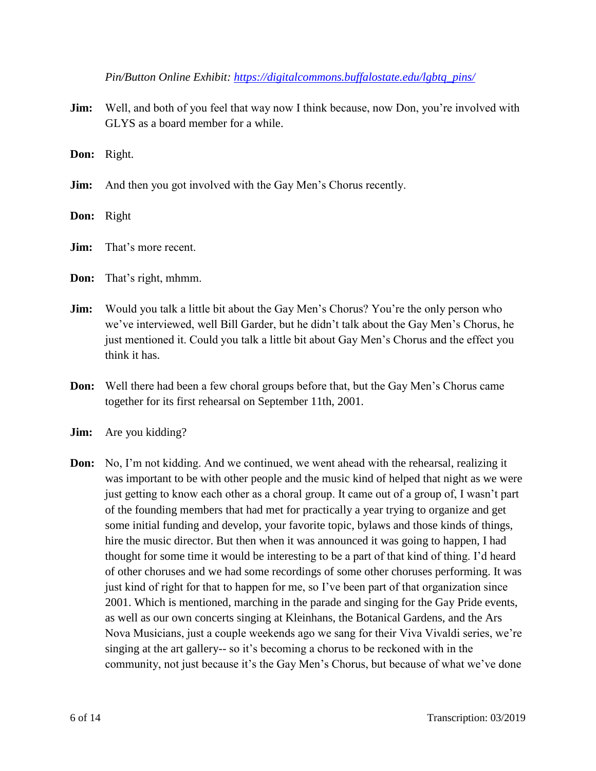*Pin/Button Online Exhibit: [https://digitalcommons.buffalostate.edu/lgbtq_pins/](https://digitalcommons.buffalostate.edu/lgbtq_pins/)*

**Jim:** Well, and both of you feel that way now I think because, now Don, you're involved with GLYS as a board member for a while.

**Don:** Right.

**Jim:** And then you got involved with the Gay Men's Chorus recently.

**Don:** Right

**Jim:** That's more recent.

**Don:** That's right, mhmm.

**Jim:** Would you talk a little bit about the Gay Men's Chorus? You're the only person who we've interviewed, well Bill Garder, but he didn't talk about the Gay Men's Chorus, he just mentioned it. Could you talk a little bit about Gay Men's Chorus and the effect you think it has.

**Don:** Well there had been a few choral groups before that, but the Gay Men's Chorus came together for its first rehearsal on September 11th, 2001.

**Jim:** Are you kidding?

**Don:** No, I'm not kidding. And we continued, we went ahead with the rehearsal, realizing it was important to be with other people and the music kind of helped that night as we were just getting to know each other as a choral group. It came out of a group of, I wasn't part of the founding members that had met for practically a year trying to organize and get some initial funding and develop, your favorite topic, bylaws and those kinds of things, hire the music director. But then when it was announced it was going to happen, I had thought for some time it would be interesting to be a part of that kind of thing. I'd heard of other choruses and we had some recordings of some other choruses performing. It was just kind of right for that to happen for me, so I've been part of that organization since 2001. Which is mentioned, marching in the parade and singing for the Gay Pride events, as well as our own concerts singing at Kleinhans, the Botanical Gardens, and the Ars Nova Musicians, just a couple weekends ago we sang for their Viva Vivaldi series, we're singing at the art gallery-- so it's becoming a chorus to be reckoned with in the community, not just because it's the Gay Men's Chorus, but because of what we've done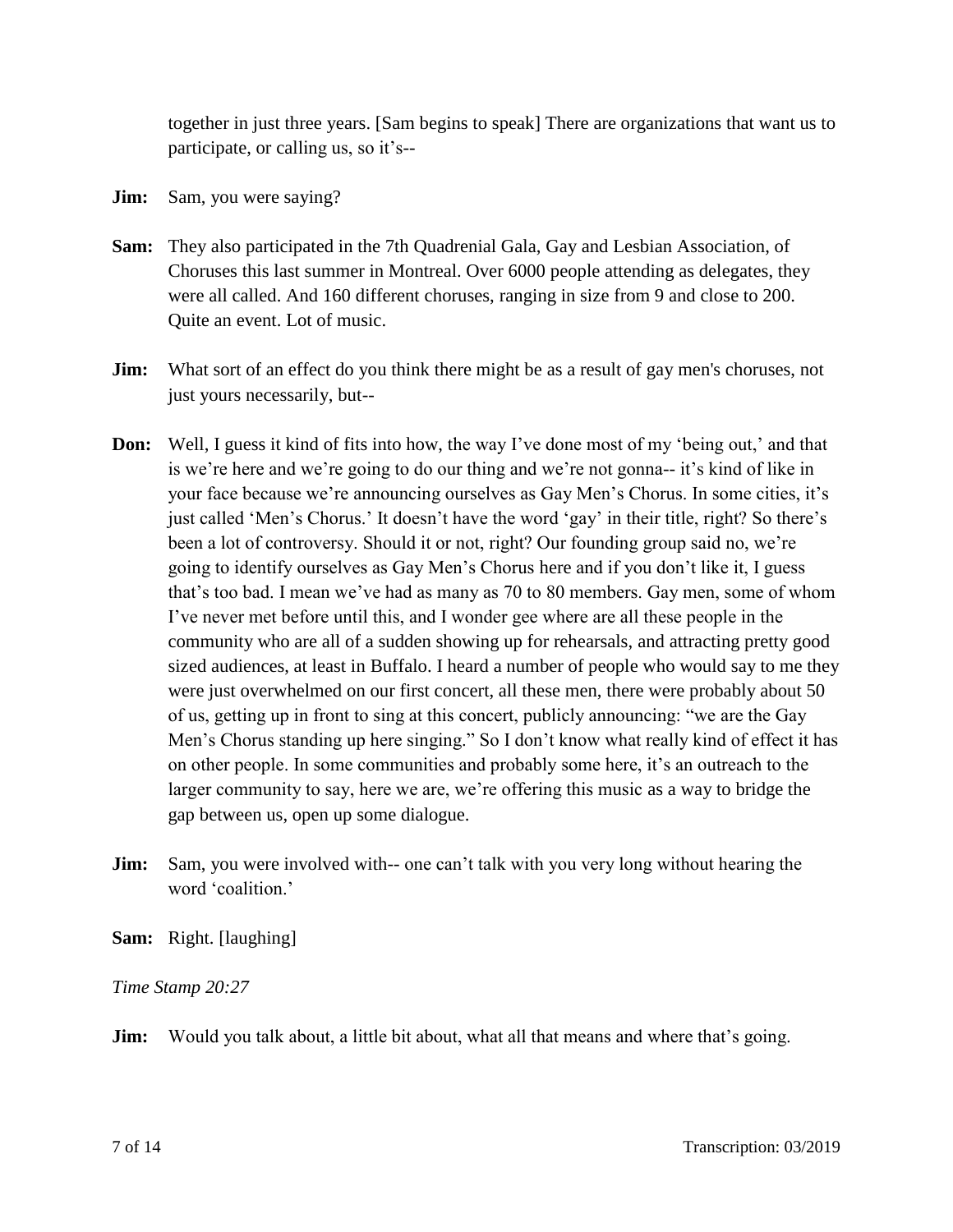together in just three years. [Sam begins to speak] There are organizations that want us to participate, or calling us, so it's--

**Jim:** Sam, you were saying?

**Sam:** They also participated in the 7th Quadrenial Gala, Gay and Lesbian Association, of Choruses this last summer in Montreal. Over 6000 people attending as delegates, they were all called. And 160 different choruses, ranging in size from 9 and close to 200. Quite an event. Lot of music.

**Jim:** What sort of an effect do you think there might be as a result of gay men's choruses, not just yours necessarily, but--

**Don:** Well, I guess it kind of fits into how, the way I've done most of my 'being out,' and that is we're here and we're going to do our thing and we're not gonna-- it's kind of like in your face because we're announcing ourselves as Gay Men's Chorus. In some cities, it's just called 'Men's Chorus.' It doesn't have the word 'gay' in their title, right? So there's been a lot of controversy. Should it or not, right? Our founding group said no, we're going to identify ourselves as Gay Men's Chorus here and if you don't like it, I guess that's too bad. I mean we've had as many as 70 to 80 members. Gay men, some of whom I've never met before until this, and I wonder gee where are all these people in the community who are all of a sudden showing up for rehearsals, and attracting pretty good sized audiences, at least in Buffalo. I heard a number of people who would say to me they were just overwhelmed on our first concert, all these men, there were probably about 50 of us, getting up in front to sing at this concert, publicly announcing: "we are the Gay Men's Chorus standing up here singing." So I don't know what really kind of effect it has on other people. In some communities and probably some here, it's an outreach to the larger community to say, here we are, we're offering this music as a way to bridge the gap between us, open up some dialogue.

**Jim:** Sam, you were involved with-- one can't talk with you very long without hearing the word 'coalition.'

**Sam:** Right. [laughing]

*Time Stamp 20:27*

**Jim:** Would you talk about, a little bit about, what all that means and where that's going.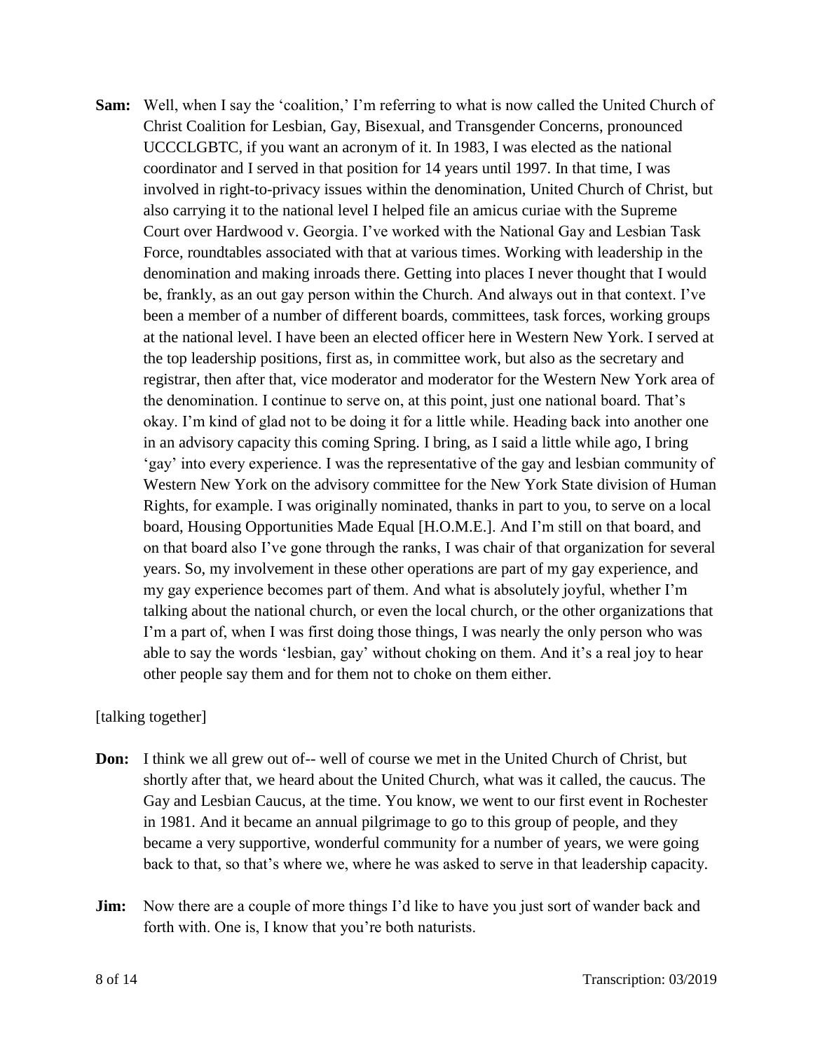**Sam:** Well, when I say the 'coalition,' I'm referring to what is now called the United Church of Christ Coalition for Lesbian, Gay, Bisexual, and Transgender Concerns, pronounced UCCCLGBTC, if you want an acronym of it. In 1983, I was elected as the national coordinator and I served in that position for 14 years until 1997. In that time, I was involved in right-to-privacy issues within the denomination, United Church of Christ, but also carrying it to the national level I helped file an amicus curiae with the Supreme Court over Hardwood v. Georgia. I've worked with the National Gay and Lesbian Task Force, roundtables associated with that at various times. Working with leadership in the denomination and making inroads there. Getting into places I never thought that I would be, frankly, as an out gay person within the Church. And always out in that context. I've been a member of a number of different boards, committees, task forces, working groups at the national level. I have been an elected officer here in Western New York. I served at the top leadership positions, first as, in committee work, but also as the secretary and registrar, then after that, vice moderator and moderator for the Western New York area of the denomination. I continue to serve on, at this point, just one national board. That's okay. I'm kind of glad not to be doing it for a little while. Heading back into another one in an advisory capacity this coming Spring. I bring, as I said a little while ago, I bring 'gay' into every experience. I was the representative of the gay and lesbian community of Western New York on the advisory committee for the New York State division of Human Rights, for example. I was originally nominated, thanks in part to you, to serve on a local board, Housing Opportunities Made Equal [H.O.M.E.]. And I'm still on that board, and on that board also I've gone through the ranks, I was chair of that organization for several years. So, my involvement in these other operations are part of my gay experience, and my gay experience becomes part of them. And what is absolutely joyful, whether I'm talking about the national church, or even the local church, or the other organizations that I'm a part of, when I was first doing those things, I was nearly the only person who was able to say the words 'lesbian, gay' without choking on them. And it's a real joy to hear other people say them and for them not to choke on them either.

[talking together]

**Don:** I think we all grew out of-- well of course we met in the United Church of Christ, but shortly after that, we heard about the United Church, what was it called, the caucus. The Gay and Lesbian Caucus, at the time. You know, we went to our first event in Rochester in 1981. And it became an annual pilgrimage to go to this group of people, and they became a very supportive, wonderful community for a number of years, we were going back to that, so that's where we, where he was asked to serve in that leadership capacity.

**Jim:** Now there are a couple of more things I'd like to have you just sort of wander back and forth with. One is, I know that you're both naturists.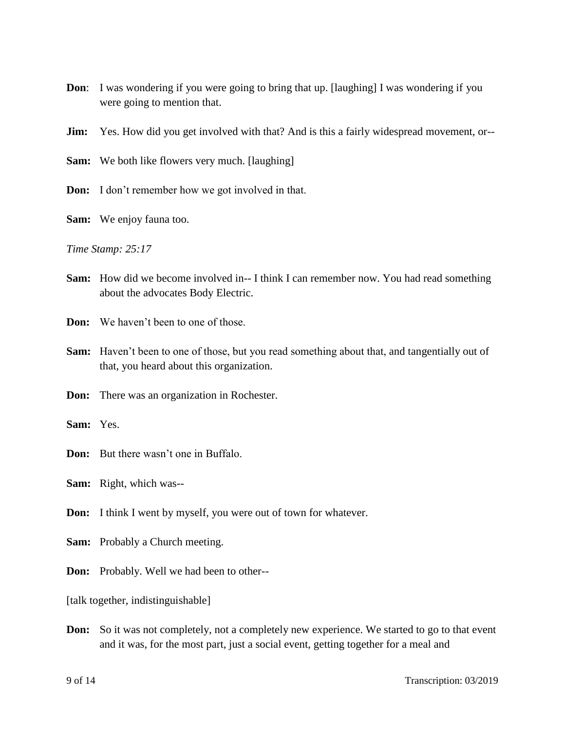**Don**: I was wondering if you were going to bring that up. [laughing] I was wondering if you were going to mention that.

**Jim:** Yes. How did you get involved with that? And is this a fairly widespread movement, or--

**Sam:** We both like flowers very much. [laughing]

**Don:** I don't remember how we got involved in that.

**Sam:** We enjoy fauna too.

*Time Stamp: 25:17*

**Sam:** How did we become involved in-- I think I can remember now. You had read something about the advocates Body Electric.

**Don:** We haven't been to one of those.

**Sam:** Haven't been to one of those, but you read something about that, and tangentially out of that, you heard about this organization.

**Don:** There was an organization in Rochester.

**Sam:** Yes.

**Don:** But there wasn't one in Buffalo.

**Sam:** Right, which was--

**Don:** I think I went by myself, you were out of town for whatever.

**Sam:** Probably a Church meeting.

**Don:** Probably. Well we had been to other--

[talk together, indistinguishable]

**Don:** So it was not completely, not a completely new experience. We started to go to that event and it was, for the most part, just a social event, getting together for a meal and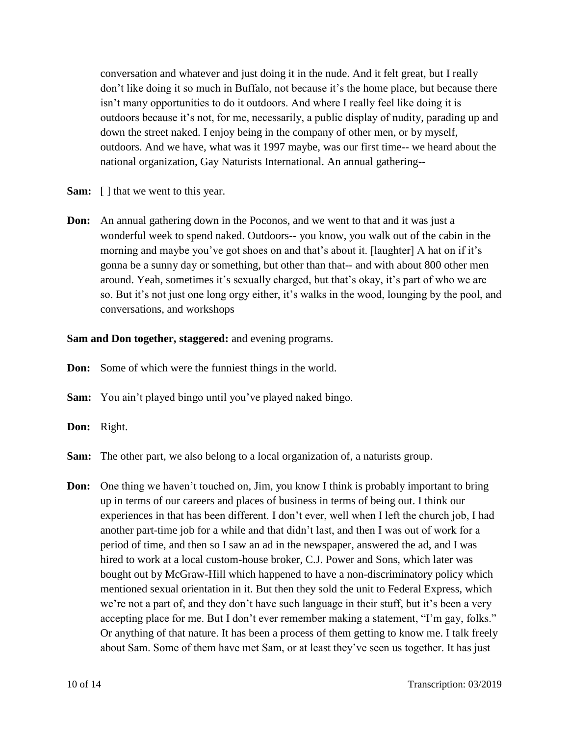conversation and whatever and just doing it in the nude. And it felt great, but I really don't like doing it so much in Buffalo, not because it's the home place, but because there isn't many opportunities to do it outdoors. And where I really feel like doing it is outdoors because it's not, for me, necessarily, a public display of nudity, parading up and down the street naked. I enjoy being in the company of other men, or by myself, outdoors. And we have, what was it 1997 maybe, was our first time-- we heard about the national organization, Gay Naturists International. An annual gathering--

**Sam:** [ ] that we went to this year.

**Don:** An annual gathering down in the Poconos, and we went to that and it was just a wonderful week to spend naked. Outdoors-- you know, you walk out of the cabin in the morning and maybe you've got shoes on and that's about it. [laughter] A hat on if it's gonna be a sunny day or something, but other than that-- and with about 800 other men around. Yeah, sometimes it's sexually charged, but that's okay, it's part of who we are so. But it's not just one long orgy either, it's walks in the wood, lounging by the pool, and conversations, and workshops

**Sam and Don together, staggered:** and evening programs.

**Don:** Some of which were the funniest things in the world.

**Sam:** You ain't played bingo until you've played naked bingo.

**Don:** Right.

**Sam:** The other part, we also belong to a local organization of, a naturists group.

**Don:** One thing we haven't touched on, Jim, you know I think is probably important to bring up in terms of our careers and places of business in terms of being out. I think our experiences in that has been different. I don't ever, well when I left the church job, I had another part-time job for a while and that didn't last, and then I was out of work for a period of time, and then so I saw an ad in the newspaper, answered the ad, and I was hired to work at a local custom-house broker, C.J. Power and Sons, which later was bought out by McGraw-Hill which happened to have a non-discriminatory policy which mentioned sexual orientation in it. But then they sold the unit to Federal Express, which we're not a part of, and they don't have such language in their stuff, but it's been a very accepting place for me. But I don't ever remember making a statement, "I'm gay, folks." Or anything of that nature. It has been a process of them getting to know me. I talk freely about Sam. Some of them have met Sam, or at least they've seen us together. It has just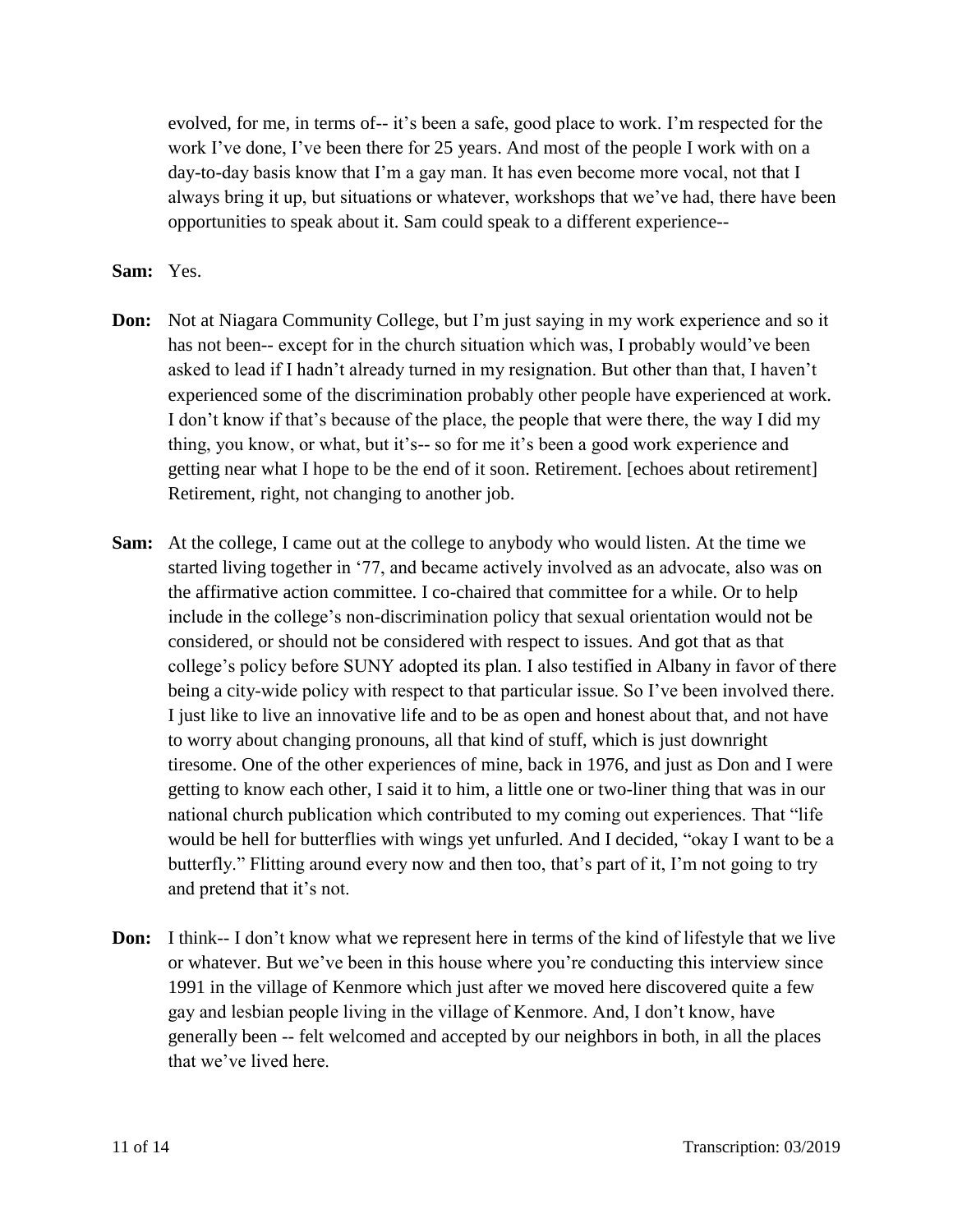evolved, for me, in terms of-- it's been a safe, good place to work. I'm respected for the work I've done, I've been there for 25 years. And most of the people I work with on a day-to-day basis know that I'm a gay man. It has even become more vocal, not that I always bring it up, but situations or whatever, workshops that we've had, there have been opportunities to speak about it. Sam could speak to a different experience--

**Sam:** Yes.

**Don:** Not at Niagara Community College, but I'm just saying in my work experience and so it has not been-- except for in the church situation which was, I probably would've been asked to lead if I hadn't already turned in my resignation. But other than that, I haven't experienced some of the discrimination probably other people have experienced at work. I don't know if that's because of the place, the people that were there, the way I did my thing, you know, or what, but it's-- so for me it's been a good work experience and getting near what I hope to be the end of it soon. Retirement. [echoes about retirement] Retirement, right, not changing to another job.

**Sam:** At the college, I came out at the college to anybody who would listen. At the time we started living together in '77, and became actively involved as an advocate, also was on the affirmative action committee. I co-chaired that committee for a while. Or to help include in the college's non-discrimination policy that sexual orientation would not be considered, or should not be considered with respect to issues. And got that as that college's policy before SUNY adopted its plan. I also testified in Albany in favor of there being a city-wide policy with respect to that particular issue. So I've been involved there. I just like to live an innovative life and to be as open and honest about that, and not have to worry about changing pronouns, all that kind of stuff, which is just downright tiresome. One of the other experiences of mine, back in 1976, and just as Don and I were getting to know each other, I said it to him, a little one or two-liner thing that was in our national church publication which contributed to my coming out experiences. That "life would be hell for butterflies with wings yet unfurled. And I decided, "okay I want to be a butterfly." Flitting around every now and then too, that's part of it, I'm not going to try and pretend that it's not.

**Don:** I think-- I don't know what we represent here in terms of the kind of lifestyle that we live or whatever. But we've been in this house where you're conducting this interview since 1991 in the village of Kenmore which just after we moved here discovered quite a few gay and lesbian people living in the village of Kenmore. And, I don't know, have generally been -- felt welcomed and accepted by our neighbors in both, in all the places that we've lived here.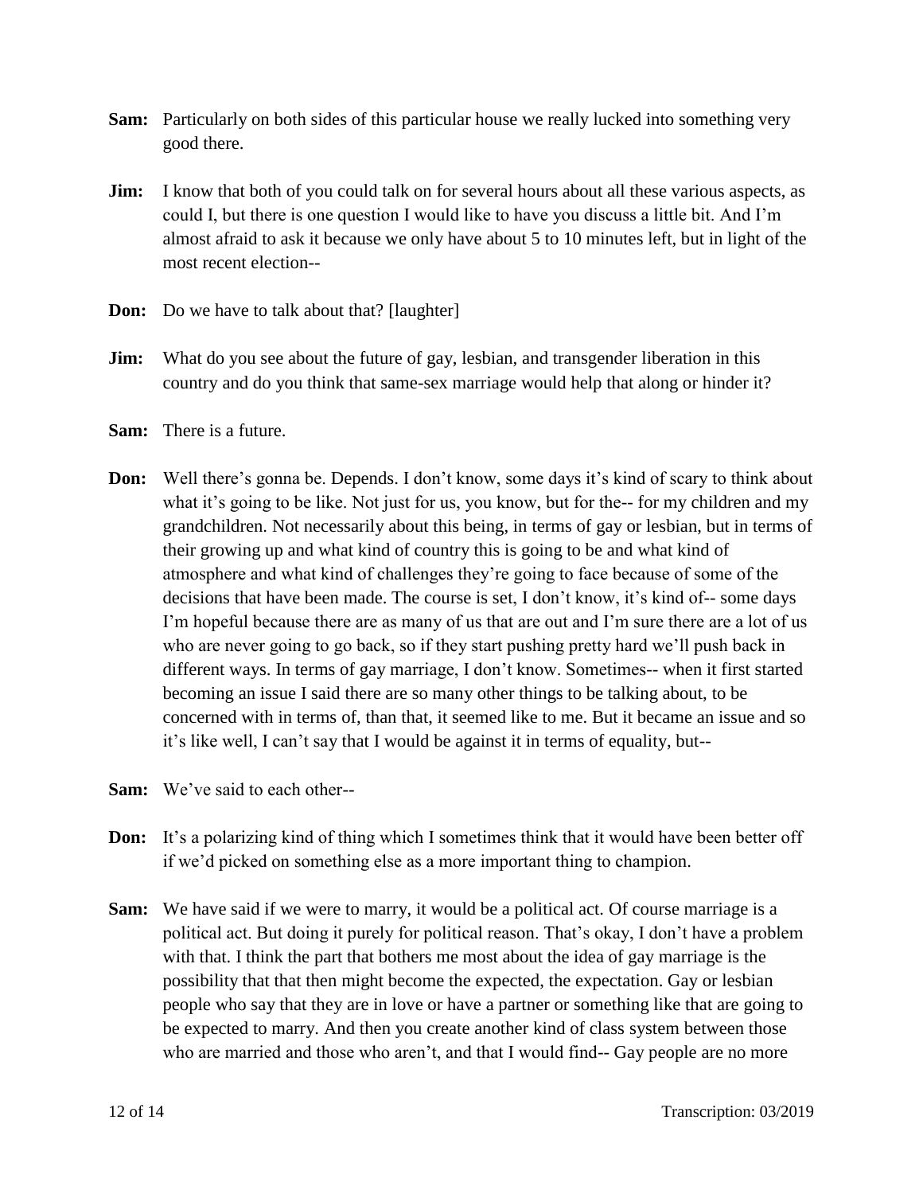**Sam:** Particularly on both sides of this particular house we really lucked into something very good there.

**Jim:** I know that both of you could talk on for several hours about all these various aspects, as could I, but there is one question I would like to have you discuss a little bit. And I'm almost afraid to ask it because we only have about 5 to 10 minutes left, but in light of the most recent election--

**Don:** Do we have to talk about that? [laughter]

**Jim:** What do you see about the future of gay, lesbian, and transgender liberation in this country and do you think that same-sex marriage would help that along or hinder it?

**Sam:** There is a future.

**Don:** Well there's gonna be. Depends. I don't know, some days it's kind of scary to think about what it's going to be like. Not just for us, you know, but for the-- for my children and my grandchildren. Not necessarily about this being, in terms of gay or lesbian, but in terms of their growing up and what kind of country this is going to be and what kind of atmosphere and what kind of challenges they're going to face because of some of the decisions that have been made. The course is set, I don't know, it's kind of-- some days I'm hopeful because there are as many of us that are out and I'm sure there are a lot of us who are never going to go back, so if they start pushing pretty hard we'll push back in different ways. In terms of gay marriage, I don't know. Sometimes-- when it first started becoming an issue I said there are so many other things to be talking about, to be concerned with in terms of, than that, it seemed like to me. But it became an issue and so it's like well, I can't say that I would be against it in terms of equality, but--

**Sam:** We've said to each other--

**Don:** It's a polarizing kind of thing which I sometimes think that it would have been better off if we'd picked on something else as a more important thing to champion.

**Sam:** We have said if we were to marry, it would be a political act. Of course marriage is a political act. But doing it purely for political reason. That's okay, I don't have a problem with that. I think the part that bothers me most about the idea of gay marriage is the possibility that that then might become the expected, the expectation. Gay or lesbian people who say that they are in love or have a partner or something like that are going to be expected to marry. And then you create another kind of class system between those who are married and those who aren't, and that I would find-- Gay people are no more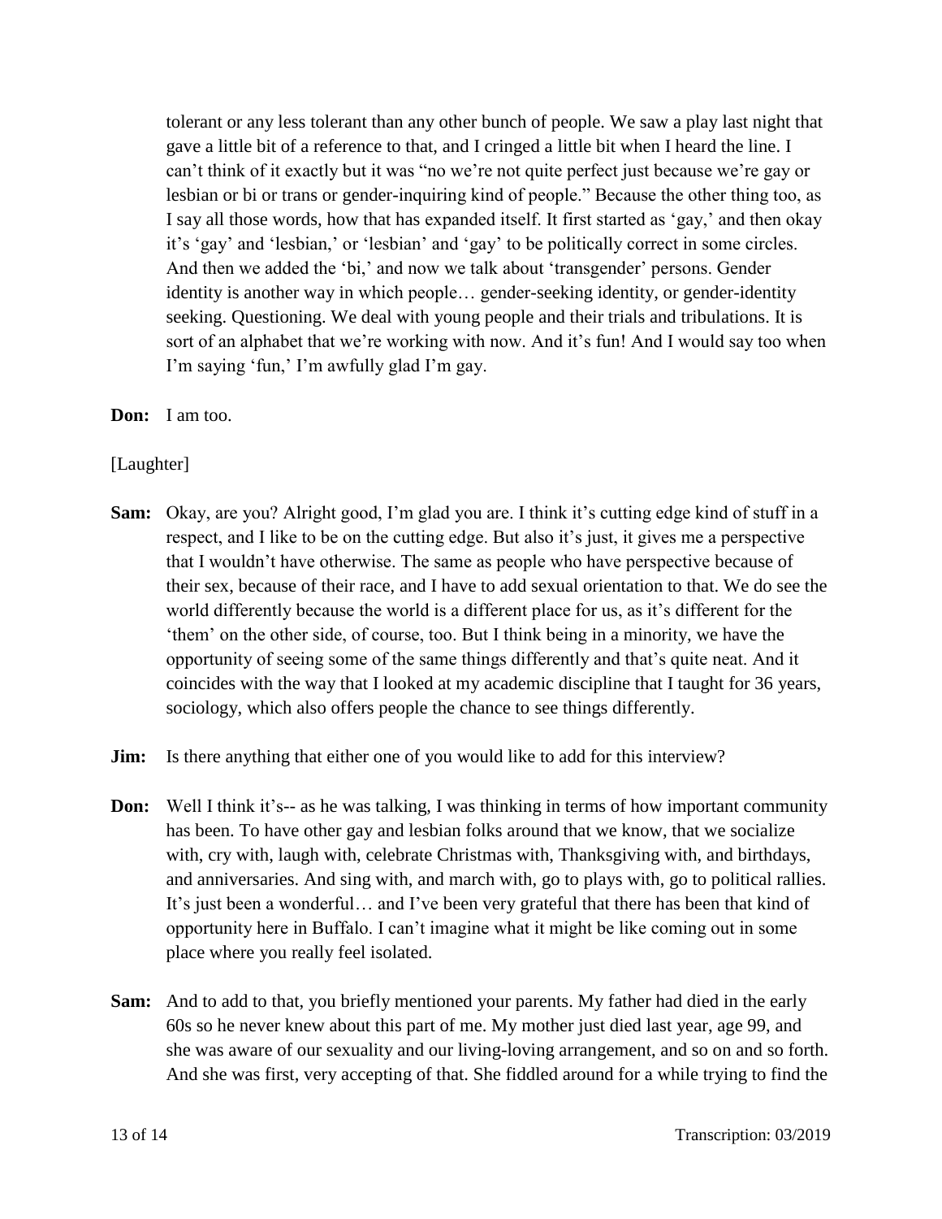tolerant or any less tolerant than any other bunch of people. We saw a play last night that gave a little bit of a reference to that, and I cringed a little bit when I heard the line. I can't think of it exactly but it was "no we're not quite perfect just because we're gay or lesbian or bi or trans or gender-inquiring kind of people." Because the other thing too, as I say all those words, how that has expanded itself. It first started as 'gay,' and then okay it's 'gay' and 'lesbian,' or 'lesbian' and 'gay' to be politically correct in some circles. And then we added the 'bi,' and now we talk about 'transgender' persons. Gender identity is another way in which people… gender-seeking identity, or gender-identity seeking. Questioning. We deal with young people and their trials and tribulations. It is sort of an alphabet that we're working with now. And it's fun! And I would say too when I'm saying 'fun,' I'm awfully glad I'm gay.

**Don:** I am too.

[Laughter]

**Sam:** Okay, are you? Alright good, I'm glad you are. I think it's cutting edge kind of stuff in a respect, and I like to be on the cutting edge. But also it's just, it gives me a perspective that I wouldn't have otherwise. The same as people who have perspective because of their sex, because of their race, and I have to add sexual orientation to that. We do see the world differently because the world is a different place for us, as it's different for the 'them' on the other side, of course, too. But I think being in a minority, we have the opportunity of seeing some of the same things differently and that's quite neat. And it coincides with the way that I looked at my academic discipline that I taught for 36 years, sociology, which also offers people the chance to see things differently.

**Jim:** Is there anything that either one of you would like to add for this interview?

**Don:** Well I think it's-- as he was talking, I was thinking in terms of how important community has been. To have other gay and lesbian folks around that we know, that we socialize with, cry with, laugh with, celebrate Christmas with, Thanksgiving with, and birthdays, and anniversaries. And sing with, and march with, go to plays with, go to political rallies. It's just been a wonderful… and I've been very grateful that there has been that kind of opportunity here in Buffalo. I can't imagine what it might be like coming out in some place where you really feel isolated.

**Sam:** And to add to that, you briefly mentioned your parents. My father had died in the early 60s so he never knew about this part of me. My mother just died last year, age 99, and she was aware of our sexuality and our living-loving arrangement, and so on and so forth. And she was first, very accepting of that. She fiddled around for a while trying to find the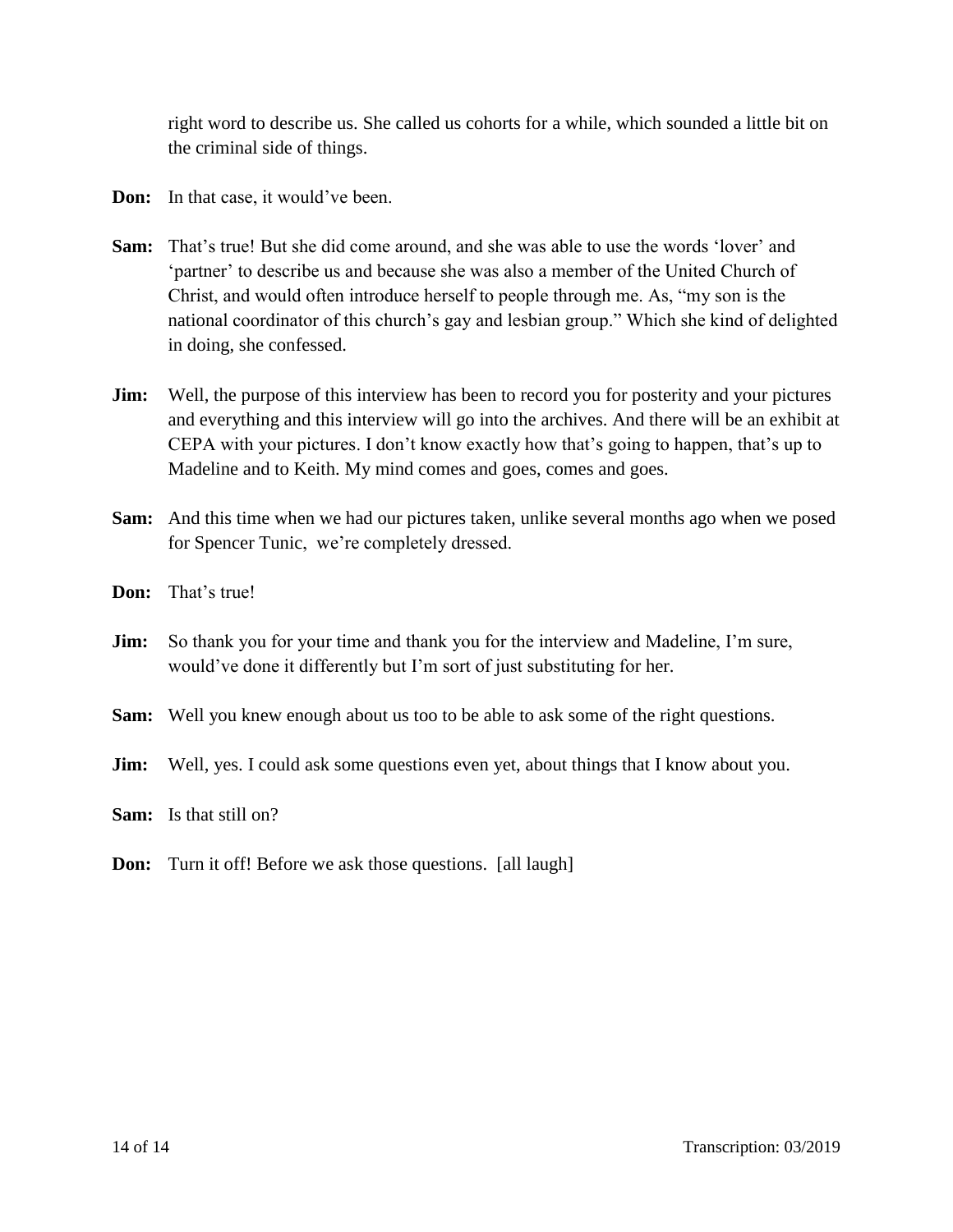right word to describe us. She called us cohorts for a while, which sounded a little bit on the criminal side of things.

**Don:** In that case, it would've been.

**Sam:** That's true! But she did come around, and she was able to use the words 'lover' and 'partner' to describe us and because she was also a member of the United Church of Christ, and would often introduce herself to people through me. As, "my son is the national coordinator of this church's gay and lesbian group." Which she kind of delighted in doing, she confessed.

**Jim:** Well, the purpose of this interview has been to record you for posterity and your pictures and everything and this interview will go into the archives. And there will be an exhibit at CEPA with your pictures. I don't know exactly how that's going to happen, that's up to Madeline and to Keith. My mind comes and goes, comes and goes.

**Sam:** And this time when we had our pictures taken, unlike several months ago when we posed for Spencer Tunic, we're completely dressed.

**Don:** That's true!

**Jim:** So thank you for your time and thank you for the interview and Madeline, I'm sure, would've done it differently but I'm sort of just substituting for her.

**Sam:** Well you knew enough about us too to be able to ask some of the right questions.

**Jim:** Well, yes. I could ask some questions even yet, about things that I know about you.

**Sam:** Is that still on?

**Don:** Turn it off! Before we ask those questions. [all laugh]

Transcription: 03/2019